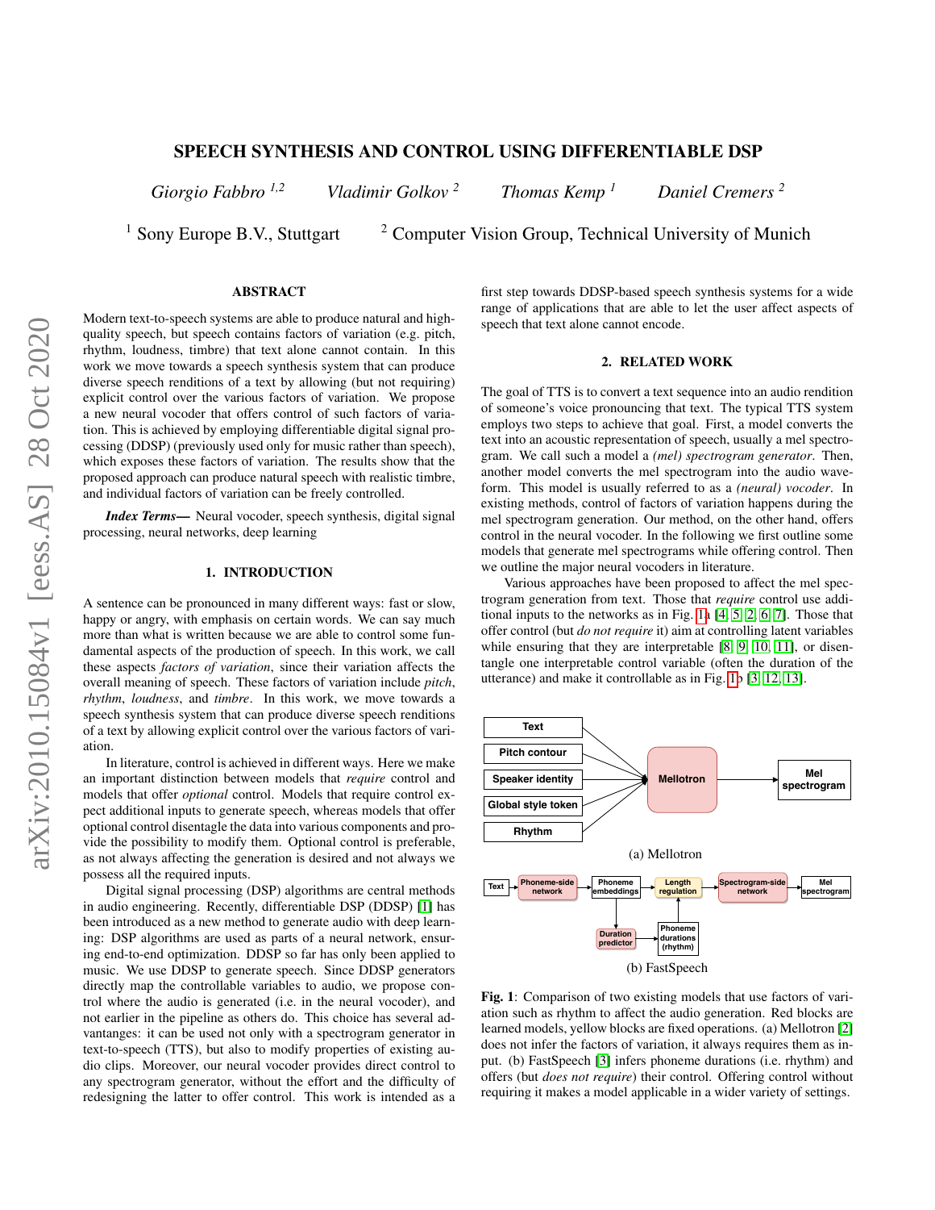# SPEECH SYNTHESIS AND CONTROL USING DIFFERENTIABLE DSP

*Giorgio Fabbro* [1,2] *Vladimir Golkov* [2] *Thomas Kemp* [1] *Daniel Cremers* [2]

[1] Sony Europe B.V., Stuttgart [2] Computer Vision Group, Technical University of Munich

## ABSTRACT

Modern text-to-speech systems are able to produce natural and high-quality speech, but speech contains factors of variation (e.g. pitch, rhythm, loudness, timbre) that text alone cannot contain. In this work we move towards a speech synthesis system that can produce diverse speech renditions of a text by allowing (but not requiring) explicit control over the various factors of variation. We propose a new neural vocoder that offers control of such factors of variation. This is achieved by employing differentiable digital signal processing (DDSP) (previously used only for music rather than speech), which exposes these factors of variation. The results show that the proposed approach can produce natural speech with realistic timbre, and individual factors of variation can be freely controlled.

***Index Terms*—** Neural vocoder, speech synthesis, digital signal processing, neural networks, deep learning

## 1. INTRODUCTION

A sentence can be pronounced in many different ways: fast or slow, happy or angry, with emphasis on certain words. We can say much more than what is written because we are able to control some fundamental aspects of the production of speech. In this work, we call these aspects *factors of variation*, since their variation affects the overall meaning of speech. These factors of variation include *pitch*, *rhythm*, *loudness*, and *timbre*. In this work, we move towards a speech synthesis system that can produce diverse speech renditions of a text by allowing explicit control over the various factors of variation.

In literature, control is achieved in different ways. Here we make an important distinction between models that *require* control and models that offer *optional* control. Models that require control expect additional inputs to generate speech, whereas models that offer optional control disentangle the data into various components and provide the possibility to modify them. Optional control is preferable, as not always affecting the generation is desired and not always we possess all the required inputs.

Digital signal processing (DSP) algorithms are central methods in audio engineering. Recently, differentiable DSP (DDSP) [1] has been introduced as a new method to generate audio with deep learning: DSP algorithms are used as parts of a neural network, ensuring end-to-end optimization. DDSP so far has only been applied to music. We use DDSP to generate speech. Since DDSP generators directly map the controllable variables to audio, we propose control where the audio is generated (i.e. in the neural vocoder), and not earlier in the pipeline as others do. This choice has several advantages: it can be used not only with a spectrogram generator in text-to-speech (TTS), but also to modify properties of existing audio clips. Moreover, our neural vocoder provides direct control to any spectrogram generator, without the effort and the difficulty of redesigning the latter to offer control. This work is intended as a first step towards DDSP-based speech synthesis systems for a wide range of applications that are able to let the user affect aspects of speech that text alone cannot encode.

## 2. RELATED WORK

The goal of TTS is to convert a text sequence into an audio rendition of someone's voice pronouncing that text. The typical TTS system employs two steps to achieve that goal. First, a model converts the text into an acoustic representation of speech, usually a mel spectrogram. We call such a model a *(mel) spectrogram generator*. Then, another model converts the mel spectrogram into the audio waveform. This model is usually referred to as a *(neural) vocoder*. In existing methods, control of factors of variation happens during the mel spectrogram generation. Our method, on the other hand, offers control in the neural vocoder. In the following we first outline some models that generate mel spectrograms while offering control. Then we outline the major neural vocoders in literature.

Various approaches have been proposed to affect the mel spectrogram generation from text. Those that *require* control use additional inputs to the networks as in Fig. 1a [4, 5, 2, 6, 7]. Those that offer control (but *do not require* it) aim at controlling latent variables while ensuring that they are interpretable [8, 9, 10, 11], or disentangle one interpretable control variable (often the duration of the utterance) and make it controllable as in Fig. 1b [3, 12, 13].

(a) Mellotron

(b) FastSpeech

**Fig. 1**: Comparison of two existing models that use factors of variation such as rhythm to affect the audio generation. Red blocks are learned models, yellow blocks are fixed operations. (a) Mellotron [2] does not infer the factors of variation, it always requires them as input. (b) FastSpeech [3] infers phoneme durations (i.e. rhythm) and offers (but *does not require*) their control. Offering control without requiring it makes a model applicable in a wider variety of settings.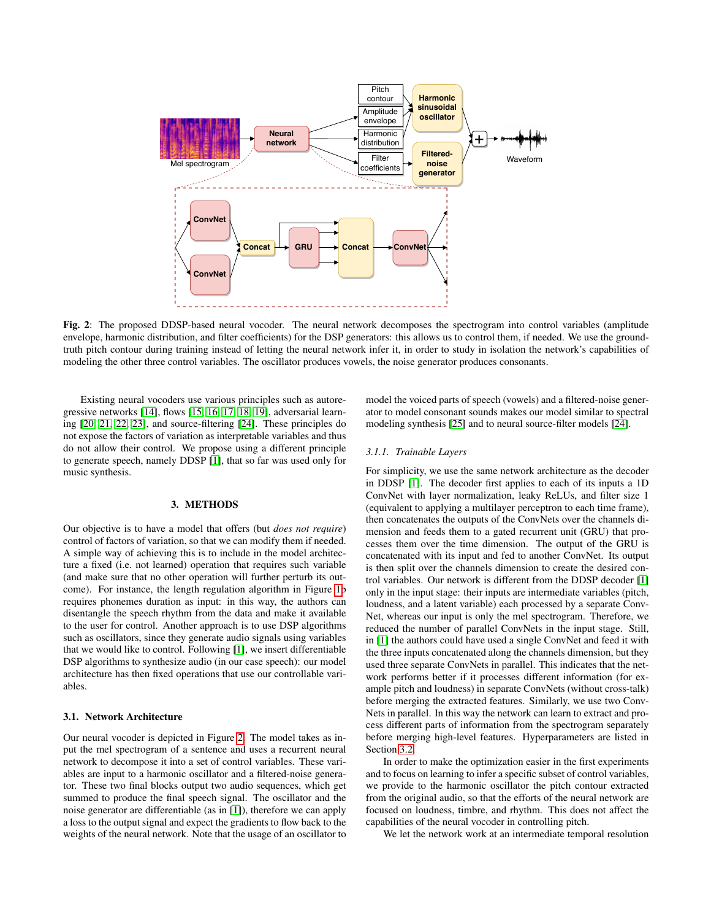**Fig. 2**: The proposed DDSP-based neural vocoder. The neural network decomposes the spectrogram into control variables (amplitude envelope, harmonic distribution, and filter coefficients) for the DSP generators: this allows us to control them, if needed. We use the ground-truth pitch contour during training instead of letting the neural network infer it, in order to study in isolation the network's capabilities of modeling the other three control variables. The oscillator produces vowels, the noise generator produces consonants.

Existing neural vocoders use various principles such as autoregressive networks [14], flows [15, 16, 17, 18, 19], adversarial learning [20, 21, 22, 23], and source-filtering [24]. These principles do not expose the factors of variation as interpretable variables and thus do not allow their control. We propose using a different principle to generate speech, namely DDSP [1], that so far was used only for music synthesis.

## 3. METHODS

Our objective is to have a model that offers (but *does not require*) control of factors of variation, so that we can modify them if needed. A simple way of achieving this is to include in the model architecture a fixed (i.e. not learned) operation that requires such variable (and make sure that no other operation will further perturb its outcome). For instance, the length regulation algorithm in Figure 1b requires phonemes duration as input: in this way, the authors can disentangle the speech rhythm from the data and make it available to the user for control. Another approach is to use DSP algorithms such as oscillators, since they generate audio signals using variables that we would like to control. Following [1], we insert differentiable DSP algorithms to synthesize audio (in our case speech): our model architecture has then fixed operations that use our controllable variables.

### 3.1. Network Architecture

Our neural vocoder is depicted in Figure 2. The model takes as input the mel spectrogram of a sentence and uses a recurrent neural network to decompose it into a set of control variables. These variables are input to a harmonic oscillator and a filtered-noise generator. These two final blocks output two audio sequences, which get summed to produce the final speech signal. The oscillator and the noise generator are differentiable (as in [1]), therefore we can apply a loss to the output signal and expect the gradients to flow back to the weights of the neural network. Note that the usage of an oscillator to model the voiced parts of speech (vowels) and a filtered-noise generator to model consonant sounds makes our model similar to spectral modeling synthesis [25] and to neural source-filter models [24].

#### 3.1.1. Trainable Layers

For simplicity, we use the same network architecture as the decoder in DDSP [1]. The decoder first applies to each of its inputs a 1D ConvNet with layer normalization, leaky ReLUs, and filter size 1 (equivalent to applying a multilayer perceptron to each time frame), then concatenates the outputs of the ConvNets over the channels dimension and feeds them to a gated recurrent unit (GRU) that processes them over the time dimension. The output of the GRU is concatenated with its input and fed to another ConvNet. Its output is then split over the channels dimension to create the desired control variables. Our network is different from the DDSP decoder [1] only in the input stage: their inputs are intermediate variables (pitch, loudness, and a latent variable) each processed by a separate ConvNet, whereas our input is only the mel spectrogram. Therefore, we reduced the number of parallel ConvNets in the input stage. Still, in [1] the authors could have used a single ConvNet and feed it with the three inputs concatenated along the channels dimension, but they used three separate ConvNets in parallel. This indicates that the network performs better if it processes different information (for example pitch and loudness) in separate ConvNets (without cross-talk) before merging the extracted features. Similarly, we use two ConvNets in parallel. In this way the network can learn to extract and process different parts of information from the spectrogram separately before merging high-level features. Hyperparameters are listed in Section 3.2.

In order to make the optimization easier in the first experiments and to focus on learning to infer a specific subset of control variables, we provide to the harmonic oscillator the pitch contour extracted from the original audio, so that the efforts of the neural network are focused on loudness, timbre, and rhythm. This does not affect the capabilities of the neural vocoder in controlling pitch.

We let the network work at an intermediate temporal resolution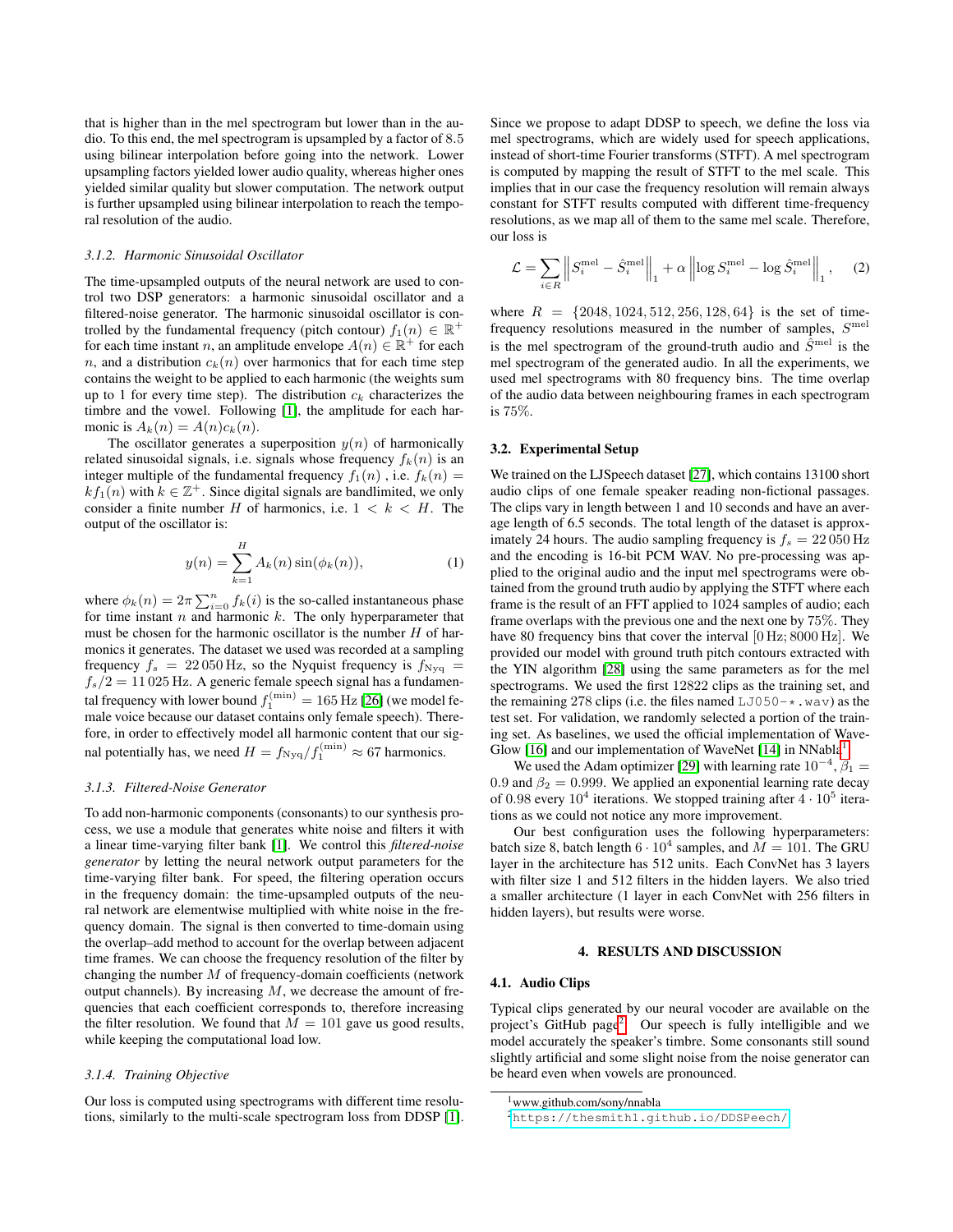that is higher than in the mel spectrogram but lower than in the audio. To this end, the mel spectrogram is upsampled by a factor of 8.5 using bilinear interpolation before going into the network. Lower upsampling factors yielded lower audio quality, whereas higher ones yielded similar quality but slower computation. The network output is further upsampled using bilinear interpolation to reach the temporal resolution of the audio.

#### 3.1.2. Harmonic Sinusoidal Oscillator

The time-upsampled outputs of the neural network are used to control two DSP generators: a harmonic sinusoidal oscillator and a filtered-noise generator. The harmonic sinusoidal oscillator is controlled by the fundamental frequency (pitch contour) $f_1(n) \in \mathbb{R}^+$ for each time instant $n$, an amplitude envelope $A(n) \in \mathbb{R}^+$ for each $n$, and a distribution $c_k(n)$ over harmonics that for each time step contains the weight to be applied to each harmonic (the weights sum up to 1 for every time step). The distribution $c_k$ characterizes the timbre and the vowel. Following [1], the amplitude for each harmonic is $A_k(n) = A(n)c_k(n)$.

The oscillator generates a superposition $y(n)$ of harmonically related sinusoidal signals, i.e. signals whose frequency $f_k(n)$ is an integer multiple of the fundamental frequency $f_1(n)$ , i.e. $f_k(n) = kf_1(n)$ with $k \in \mathbb{Z}^+$. Since digital signals are bandlimited, we only consider a finite number $H$ of harmonics, i.e. $1 < k < H$. The output of the oscillator is:

$$y(n) = \sum_{k=1}^{H} A_k(n) \sin(\phi_k(n)), \tag{1}$$

where $\phi_k(n) = 2\pi \sum_{i=0}^{n} f_k(i)$ is the so-called instantaneous phase for time instant $n$ and harmonic $k$. The only hyperparameter that must be chosen for the harmonic oscillator is the number $H$ of harmonics it generates. The dataset we used was recorded at a sampling frequency $f_s = 22\,050\,\text{Hz}$, so the Nyquist frequency is $f_{\text{Nyq}} = f_s/2 = 11\,025\,\text{Hz}$. A generic female speech signal has a fundamental frequency with lower bound $f_1^{(\min)} = 165\,\text{Hz}$ [26] (we model female voice because our dataset contains only female speech). Therefore, in order to effectively model all harmonic content that our signal potentially has, we need $H = f_{\text{Nyq}}/f_1^{(\min)} \approx 67$ harmonics.

#### 3.1.3. Filtered-Noise Generator

To add non-harmonic components (consonants) to our synthesis process, we use a module that generates white noise and filters it with a linear time-varying filter bank [1]. We control this *filtered-noise generator* by letting the neural network output parameters for the time-varying filter bank. For speed, the filtering operation occurs in the frequency domain: the time-upsampled outputs of the neural network are elementwise multiplied with white noise in the frequency domain. The signal is then converted to time-domain using the overlap–add method to account for the overlap between adjacent time frames. We can choose the frequency resolution of the filter by changing the number $M$ of frequency-domain coefficients (network output channels). By increasing $M$, we decrease the amount of frequencies that each coefficient corresponds to, therefore increasing the filter resolution. We found that $M = 101$ gave us good results, while keeping the computational load low.

#### 3.1.4. Training Objective

Our loss is computed using spectrograms with different time resolutions, similarly to the multi-scale spectrogram loss from DDSP [1]. Since we propose to adapt DDSP to speech, we define the loss via mel spectrograms, which are widely used for speech applications, instead of short-time Fourier transforms (STFT). A mel spectrogram is computed by mapping the result of STFT to the mel scale. This implies that in our case the frequency resolution will remain always constant for STFT results computed with different time-frequency resolutions, as we map all of them to the same mel scale. Therefore, our loss is

$$\mathcal{L} = \sum_{i \in R} \left\| S_i^{\text{mel}} - \hat{S}_i^{\text{mel}} \right\|_1 + \alpha \left\| \log S_i^{\text{mel}} - \log \hat{S}_i^{\text{mel}} \right\|_1, \tag{2}$$

where $R = \{2048, 1024, 512, 256, 128, 64\}$ is the set of time-frequency resolutions measured in the number of samples, $S^{\text{mel}}$ is the mel spectrogram of the ground-truth audio and $\hat{S}^{\text{mel}}$ is the mel spectrogram of the generated audio. In all the experiments, we used mel spectrograms with 80 frequency bins. The time overlap of the audio data between neighbouring frames in each spectrogram is 75%.

### 3.2. Experimental Setup

We trained on the LJSpeech dataset [27], which contains 13100 short audio clips of one female speaker reading non-fictional passages. The clips vary in length between 1 and 10 seconds and have an average length of 6.5 seconds. The total length of the dataset is approximately 24 hours. The audio sampling frequency is $f_s = 22\,050\,\text{Hz}$ and the encoding is 16-bit PCM WAV. No pre-processing was applied to the original audio and the input mel spectrograms were obtained from the ground truth audio by applying the STFT where each frame is the result of an FFT applied to 1024 samples of audio; each frame overlaps with the previous one and the next one by 75%. They have 80 frequency bins that cover the interval $[0\,\text{Hz}; 8000\,\text{Hz}]$. We provided our model with ground truth pitch contours extracted with the YIN algorithm [28] using the same parameters as for the mel spectrograms. We used the first 12822 clips as the training set, and the remaining 278 clips (i.e. the files named `LJ050-*.wav`) as the test set. For validation, we randomly selected a portion of the training set. As baselines, we used the official implementation of WaveGlow [16] and our implementation of WaveNet [14] in NNabla[1].

We used the Adam optimizer [29] with learning rate $10^{-4}$, $\beta_1 = 0.9$ and $\beta_2 = 0.999$. We applied an exponential learning rate decay of 0.98 every $10^4$ iterations. We stopped training after $4 \cdot 10^5$ iterations as we could not notice any more improvement.

Our best configuration uses the following hyperparameters: batch size 8, batch length $6 \cdot 10^4$ samples, and $M = 101$. The GRU layer in the architecture has 512 units. Each ConvNet has 3 layers with filter size 1 and 512 filters in the hidden layers. We also tried a smaller architecture (1 layer in each ConvNet with 256 filters in hidden layers), but results were worse.

## 4. RESULTS AND DISCUSSION

### 4.1. Audio Clips

Typical clips generated by our neural vocoder are available on the project's GitHub page[2]. Our speech is fully intelligible and we model accurately the speaker's timbre. Some consonants still sound slightly artificial and some slight noise from the noise generator can be heard even when vowels are pronounced.

[1] www.github.com/sony/nnabla

[2] https://thesmith1.github.io/DDSPeech/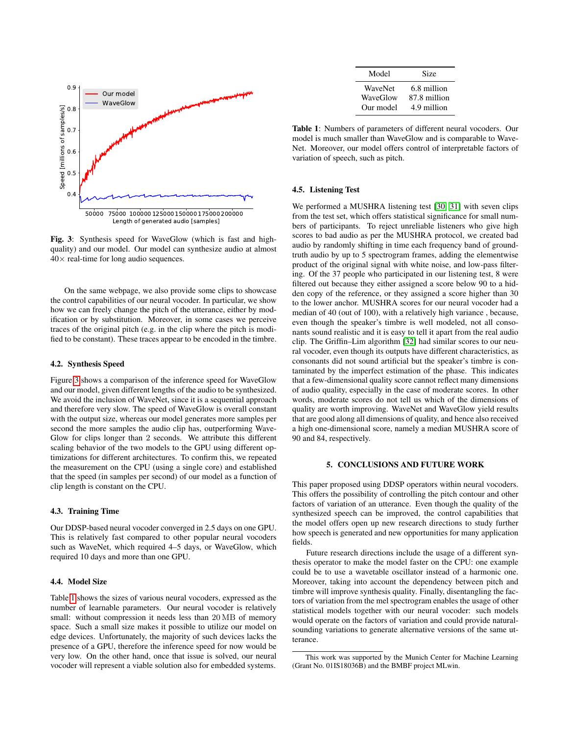**Fig. 3**: Synthesis speed for WaveGlow (which is fast and high-quality) and our model. Our model can synthesize audio at almost $40\times$ real-time for long audio sequences.

On the same webpage, we also provide some clips to showcase the control capabilities of our neural vocoder. In particular, we show how we can freely change the pitch of the utterance, either by modification or by substitution. Moreover, in some cases we perceive traces of the original pitch (e.g. in the clip where the pitch is modified to be constant). These traces appear to be encoded in the timbre.

### 4.2. Synthesis Speed

Figure 3 shows a comparison of the inference speed for WaveGlow and our model, given different lengths of the audio to be synthesized. We avoid the inclusion of WaveNet, since it is a sequential approach and therefore very slow. The speed of WaveGlow is overall constant with the output size, whereas our model generates more samples per second the more samples the audio clip has, outperforming WaveGlow for clips longer than 2 seconds. We attribute this different scaling behavior of the two models to the GPU using different optimizations for different architectures. To confirm this, we repeated the measurement on the CPU (using a single core) and established that the speed (in samples per second) of our model as a function of clip length is constant on the CPU.

### 4.3. Training Time

Our DDSP-based neural vocoder converged in 2.5 days on one GPU. This is relatively fast compared to other popular neural vocoders such as WaveNet, which required 4–5 days, or WaveGlow, which required 10 days and more than one GPU.

### 4.4. Model Size

Table 1 shows the sizes of various neural vocoders, expressed as the number of learnable parameters. Our neural vocoder is relatively small: without compression it needs less than 20 MB of memory space. Such a small size makes it possible to utilize our model on edge devices. Unfortunately, the majority of such devices lacks the presence of a GPU, therefore the inference speed for now would be very low. On the other hand, once that issue is solved, our neural vocoder will represent a viable solution also for embedded systems.

| Model | Size |
|---|---|
| WaveNet | 6.8 million |
| WaveGlow | 87.8 million |
| Our model | 4.9 million |

**Table 1**: Numbers of parameters of different neural vocoders. Our model is much smaller than WaveGlow and is comparable to WaveNet. Moreover, our model offers control of interpretable factors of variation of speech, such as pitch.

### 4.5. Listening Test

We performed a MUSHRA listening test [30, 31] with seven clips from the test set, which offers statistical significance for small numbers of participants. To reject unreliable listeners who give high scores to bad audio as per the MUSHRA protocol, we created bad audio by randomly shifting in time each frequency band of ground-truth audio by up to 5 spectrogram frames, adding the elementwise product of the original signal with white noise, and low-pass filtering. Of the 37 people who participated in our listening test, 8 were filtered out because they either assigned a score below 90 to a hidden copy of the reference, or they assigned a score higher than 30 to the lower anchor. MUSHRA scores for our neural vocoder had a median of 40 (out of 100), with a relatively high variance , because, even though the speaker's timbre is well modeled, not all consonants sound realistic and it is easy to tell it apart from the real audio clip. The Griffin–Lim algorithm [32] had similar scores to our neural vocoder, even though its outputs have different characteristics, as consonants did not sound artificial but the speaker's timbre is contaminated by the imperfect estimation of the phase. This indicates that a few-dimensional quality score cannot reflect many dimensions of audio quality, especially in the case of moderate scores. In other words, moderate scores do not tell us which of the dimensions of quality are worth improving. WaveNet and WaveGlow yield results that are good along all dimensions of quality, and hence also received a high one-dimensional score, namely a median MUSHRA score of 90 and 84, respectively.

## 5. CONCLUSIONS AND FUTURE WORK

This paper proposed using DDSP operators within neural vocoders. This offers the possibility of controlling the pitch contour and other factors of variation of an utterance. Even though the quality of the synthesized speech can be improved, the control capabilities that the model offers open up new research directions to study further how speech is generated and new opportunities for many application fields.

Future research directions include the usage of a different synthesis operator to make the model faster on the CPU: one example could be to use a wavetable oscillator instead of a harmonic one. Moreover, taking into account the dependency between pitch and timbre will improve synthesis quality. Finally, disentangling the factors of variation from the mel spectrogram enables the usage of other statistical models together with our neural vocoder: such models would operate on the factors of variation and could provide natural-sounding variations to generate alternative versions of the same utterance.

This work was supported by the Munich Center for Machine Learning (Grant No. 01IS18036B) and the BMBF project MLwin.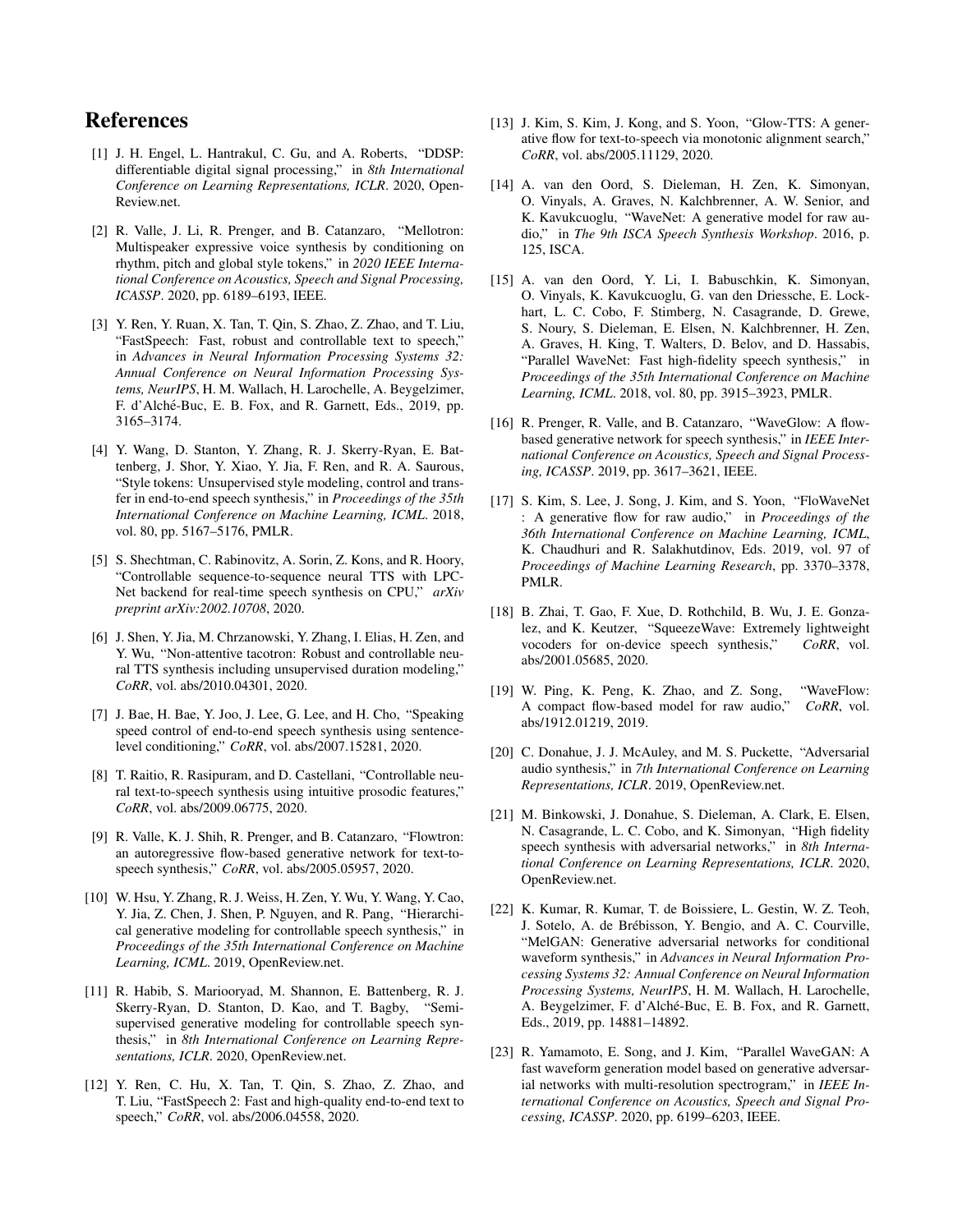# References

[1] J. H. Engel, L. Hantrakul, C. Gu, and A. Roberts, "DDSP: differentiable digital signal processing," in *8th International Conference on Learning Representations, ICLR*. 2020, OpenReview.net.

[2] R. Valle, J. Li, R. Prenger, and B. Catanzaro, "Mellotron: Multispeaker expressive voice synthesis by conditioning on rhythm, pitch and global style tokens," in *2020 IEEE International Conference on Acoustics, Speech and Signal Processing, ICASSP*. 2020, pp. 6189–6193, IEEE.

[3] Y. Ren, Y. Ruan, X. Tan, T. Qin, S. Zhao, Z. Zhao, and T. Liu, "FastSpeech: Fast, robust and controllable text to speech," in *Advances in Neural Information Processing Systems 32: Annual Conference on Neural Information Processing Systems, NeurIPS*, H. M. Wallach, H. Larochelle, A. Beygelzimer, F. d'Alché-Buc, E. B. Fox, and R. Garnett, Eds., 2019, pp. 3165–3174.

[4] Y. Wang, D. Stanton, Y. Zhang, R. J. Skerry-Ryan, E. Battenberg, J. Shor, Y. Xiao, Y. Jia, F. Ren, and R. A. Saurous, "Style tokens: Unsupervised style modeling, control and transfer in end-to-end speech synthesis," in *Proceedings of the 35th International Conference on Machine Learning, ICML*. 2018, vol. 80, pp. 5167–5176, PMLR.

[5] S. Shechtman, C. Rabinovitz, A. Sorin, Z. Kons, and R. Hoory, "Controllable sequence-to-sequence neural TTS with LPC-Net backend for real-time speech synthesis on CPU," *arXiv preprint arXiv:2002.10708*, 2020.

[6] J. Shen, Y. Jia, M. Chrzanowski, Y. Zhang, I. Elias, H. Zen, and Y. Wu, "Non-attentive tacotron: Robust and controllable neural TTS synthesis including unsupervised duration modeling," *CoRR*, vol. abs/2010.04301, 2020.

[7] J. Bae, H. Bae, Y. Joo, J. Lee, G. Lee, and H. Cho, "Speaking speed control of end-to-end speech synthesis using sentence-level conditioning," *CoRR*, vol. abs/2007.15281, 2020.

[8] T. Raitio, R. Rasipuram, and D. Castellani, "Controllable neural text-to-speech synthesis using intuitive prosodic features," *CoRR*, vol. abs/2009.06775, 2020.

[9] R. Valle, K. J. Shih, R. Prenger, and B. Catanzaro, "Flowtron: an autoregressive flow-based generative network for text-to-speech synthesis," *CoRR*, vol. abs/2005.05957, 2020.

[10] W. Hsu, Y. Zhang, R. J. Weiss, H. Zen, Y. Wu, Y. Wang, Y. Cao, Y. Jia, Z. Chen, J. Shen, P. Nguyen, and R. Pang, "Hierarchical generative modeling for controllable speech synthesis," in *Proceedings of the 35th International Conference on Machine Learning, ICML*. 2019, OpenReview.net.

[11] R. Habib, S. Mariooryad, M. Shannon, E. Battenberg, R. J. Skerry-Ryan, D. Stanton, D. Kao, and T. Bagby, "Semi-supervised generative modeling for controllable speech synthesis," in *8th International Conference on Learning Representations, ICLR*. 2020, OpenReview.net.

[12] Y. Ren, C. Hu, X. Tan, T. Qin, S. Zhao, Z. Zhao, and T. Liu, "FastSpeech 2: Fast and high-quality end-to-end text to speech," *CoRR*, vol. abs/2006.04558, 2020.

[13] J. Kim, S. Kim, J. Kong, and S. Yoon, "Glow-TTS: A generative flow for text-to-speech via monotonic alignment search," *CoRR*, vol. abs/2005.11129, 2020.

[14] A. van den Oord, S. Dieleman, H. Zen, K. Simonyan, O. Vinyals, A. Graves, N. Kalchbrenner, A. W. Senior, and K. Kavukcuoglu, "WaveNet: A generative model for raw audio," in *The 9th ISCA Speech Synthesis Workshop*. 2016, p. 125, ISCA.

[15] A. van den Oord, Y. Li, I. Babuschkin, K. Simonyan, O. Vinyals, K. Kavukcuoglu, G. van den Driessche, E. Lockhart, L. C. Cobo, F. Stimberg, N. Casagrande, D. Grewe, S. Noury, S. Dieleman, E. Elsen, N. Kalchbrenner, H. Zen, A. Graves, H. King, T. Walters, D. Belov, and D. Hassabis, "Parallel WaveNet: Fast high-fidelity speech synthesis," in *Proceedings of the 35th International Conference on Machine Learning, ICML*. 2018, vol. 80, pp. 3915–3923, PMLR.

[16] R. Prenger, R. Valle, and B. Catanzaro, "WaveGlow: A flow-based generative network for speech synthesis," in *IEEE International Conference on Acoustics, Speech and Signal Processing, ICASSP*. 2019, pp. 3617–3621, IEEE.

[17] S. Kim, S. Lee, J. Song, J. Kim, and S. Yoon, "FloWaveNet : A generative flow for raw audio," in *Proceedings of the 36th International Conference on Machine Learning, ICML*, K. Chaudhuri and R. Salakhutdinov, Eds. 2019, vol. 97 of *Proceedings of Machine Learning Research*, pp. 3370–3378, PMLR.

[18] B. Zhai, T. Gao, F. Xue, D. Rothchild, B. Wu, J. E. Gonzalez, and K. Keutzer, "SqueezeWave: Extremely lightweight vocoders for on-device speech synthesis," *CoRR*, vol. abs/2001.05685, 2020.

[19] W. Ping, K. Peng, K. Zhao, and Z. Song, "WaveFlow: A compact flow-based model for raw audio," *CoRR*, vol. abs/1912.01219, 2019.

[20] C. Donahue, J. J. McAuley, and M. S. Puckette, "Adversarial audio synthesis," in *7th International Conference on Learning Representations, ICLR*. 2019, OpenReview.net.

[21] M. Binkowski, J. Donahue, S. Dieleman, A. Clark, E. Elsen, N. Casagrande, L. C. Cobo, and K. Simonyan, "High fidelity speech synthesis with adversarial networks," in *8th International Conference on Learning Representations, ICLR*. 2020, OpenReview.net.

[22] K. Kumar, R. Kumar, T. de Boissiere, L. Gestin, W. Z. Teoh, J. Sotelo, A. de Brébisson, Y. Bengio, and A. C. Courville, "MelGAN: Generative adversarial networks for conditional waveform synthesis," in *Advances in Neural Information Processing Systems 32: Annual Conference on Neural Information Processing Systems, NeurIPS*, H. M. Wallach, H. Larochelle, A. Beygelzimer, F. d'Alché-Buc, E. B. Fox, and R. Garnett, Eds., 2019, pp. 14881–14892.

[23] R. Yamamoto, E. Song, and J. Kim, "Parallel WaveGAN: A fast waveform generation model based on generative adversarial networks with multi-resolution spectrogram," in *IEEE International Conference on Acoustics, Speech and Signal Processing, ICASSP*. 2020, pp. 6199–6203, IEEE.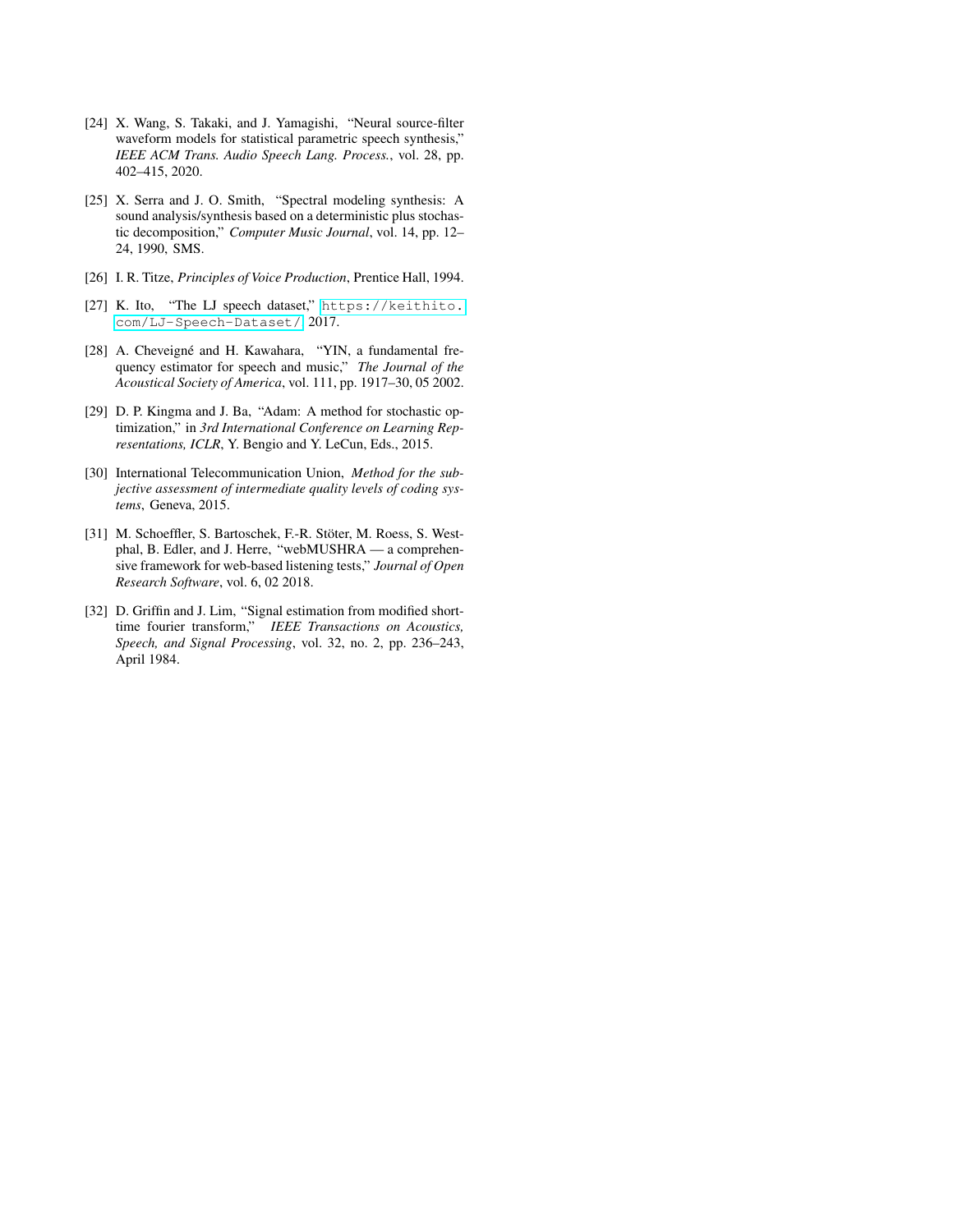[24] X. Wang, S. Takaki, and J. Yamagishi, "Neural source-filter waveform models for statistical parametric speech synthesis," *IEEE ACM Trans. Audio Speech Lang. Process.*, vol. 28, pp. 402–415, 2020.

[25] X. Serra and J. O. Smith, "Spectral modeling synthesis: A sound analysis/synthesis based on a deterministic plus stochastic decomposition," *Computer Music Journal*, vol. 14, pp. 12–24, 1990, SMS.

[26] I. R. Titze, *Principles of Voice Production*, Prentice Hall, 1994.

[27] K. Ito, "The LJ speech dataset," https://keithito.com/LJ-Speech-Dataset/, 2017.

[28] A. Cheveigné and H. Kawahara, "YIN, a fundamental frequency estimator for speech and music," *The Journal of the Acoustical Society of America*, vol. 111, pp. 1917–30, 05 2002.

[29] D. P. Kingma and J. Ba, "Adam: A method for stochastic optimization," in *3rd International Conference on Learning Representations, ICLR*, Y. Bengio and Y. LeCun, Eds., 2015.

[30] International Telecommunication Union, *Method for the subjective assessment of intermediate quality levels of coding systems*, Geneva, 2015.

[31] M. Schoeffler, S. Bartoschek, F.-R. Stöter, M. Roess, S. Westphal, B. Edler, and J. Herre, "webMUSHRA — a comprehensive framework for web-based listening tests," *Journal of Open Research Software*, vol. 6, 02 2018.

[32] D. Griffin and J. Lim, "Signal estimation from modified short-time fourier transform," *IEEE Transactions on Acoustics, Speech, and Signal Processing*, vol. 32, no. 2, pp. 236–243, April 1984.